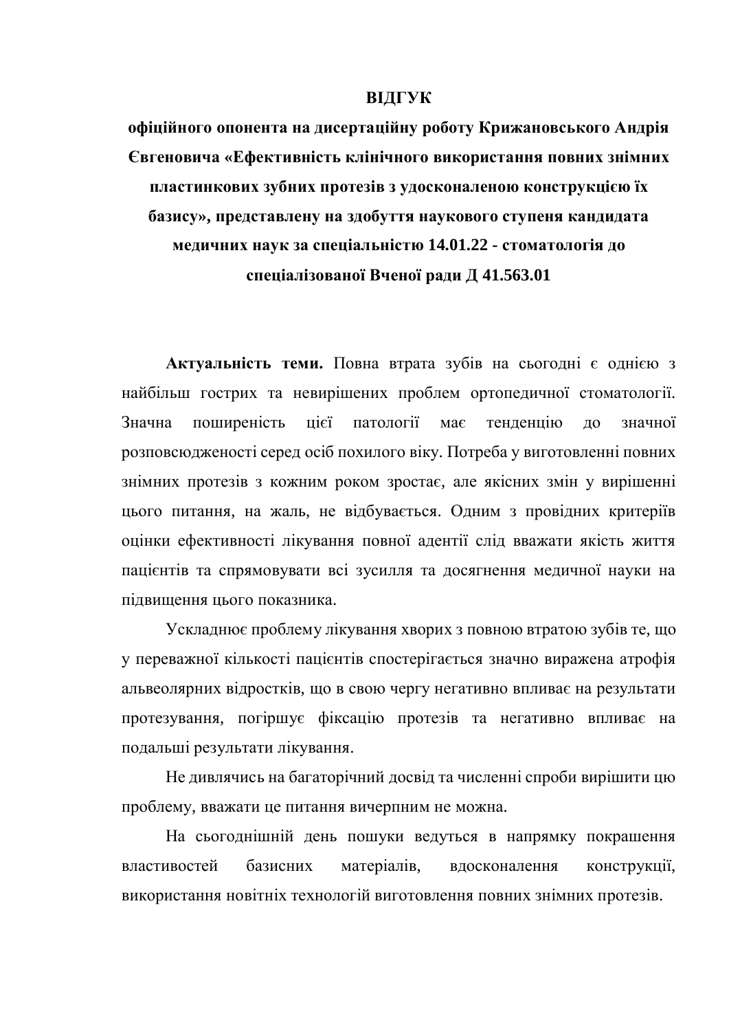# ВІДГУК

**офіційного опонента на дисертаційну роботу Крижановського Андрія Євгеновича «Ефективність клінічного використання повних знімних пластинкових зубних протезів з удосконаленою конструкцією їх базису», представлену на здобуття наукового ступеня кандидата медичних наук за спеціальністю 14.01.22 - стоматологія до спеціалізованої Вченої ради Д 41.563.01**

**Актуальність теми.** Повна втрата зубів на сьогодні є однією з найбільш гострих та невирішених проблем ортопедичної стоматології. Значна поширеність цієї патології має тенденцію до значної розповсюдженості серед осіб похилого віку. Потреба у виготовленні повних знімних протезів з кожним роком зростає, але якісних змін у вирішенні цього питання, на жаль, не відбувається. Одним з провідних критеріїв оцінки ефективності лікування повної адентії слід вважати якість життя пацієнтів та спрямовувати всі зусилля та досягнення медичної науки на підвищення цього показника.

Ускладнює проблему лікування хворих з повною втратою зубів те, що у переважної кількості пацієнтів спостерігається значно виражена атрофія альвеолярних відростків, що в свою чергу негативно впливає на результати протезування, погіршує фіксацію протезів та негативно впливає на подальші результати лікування.

Не дивлячись на багаторічний досвід та численні спроби вирішити цю проблему, вважати це питання вичерпним не можна.

На сьогоднішній день пошуки ведуться в напрямку покрашення властивостей базисних матеріалів, вдосконалення конструкції, використання новітніх технологій виготовлення повних знімних протезів.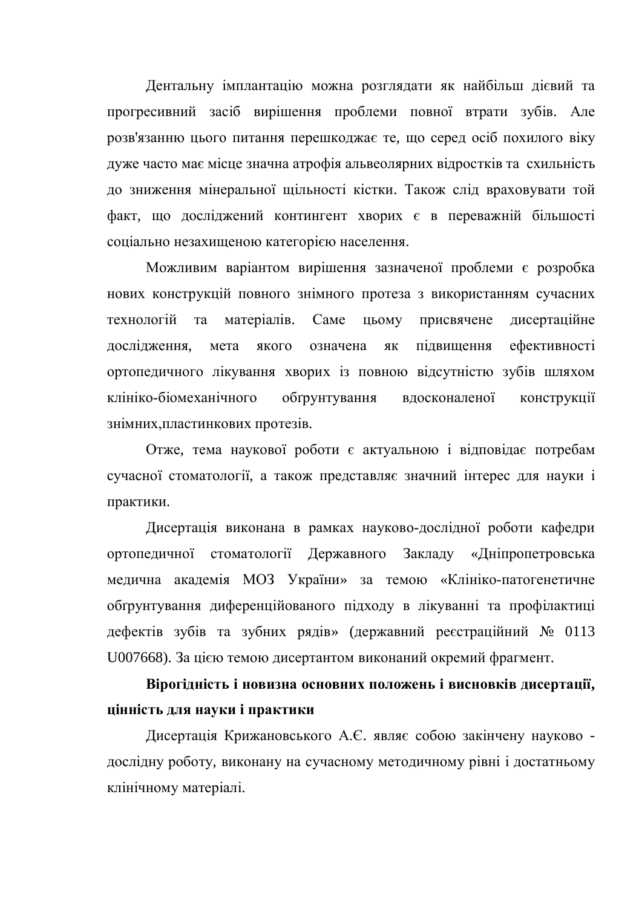Дентальну імплантацію можна розглядати як найбільш дієвий та прогресивний засіб вирішення проблеми повної втрати зубів. Але розв'язанню цього питання перешкоджає те, що серед осіб похилого віку дуже часто має місце значна атрофія альвеолярних відростків та схильність до зниження мінеральної щільності кістки. Також слід враховувати той факт, що досліджений контингент хворих є в переважній більшості соціально незахищеною категорією населення.

Можливим варіантом вирішення зазначеної проблеми є розробка нових конструкцій повного знімного протеза з використанням сучасних технологій та матеріалів. Саме цьому присвячене дисертаційне дослідження, мета якого означена як підвищення ефективності ортопедичного лікування хворих із повною відсутністю зубів шляхом клініко-біомеханічного обґрунтування вдосконаленої конструкції знімних,пластинкових протезів.

Отже, тема наукової роботи є актуальною і відповідає потребам сучасної стоматології, а також представляє значний інтерес для науки і практики.

Дисертація виконана в рамках науково-дослідної роботи кафедри ортопедичної стоматології Державного Закладу «Дніпропетровська медична академія МОЗ України» за темою «Клініко-патогенетичне обґрунтування диференційованого підходу в лікуванні та профілактиці дефектів зубів та зубних рядів» (державний реєстраційний № 0113 U007668). За цією темою дисертантом виконаний окремий фрагмент.

**Вірогідність і новизна основних положень і висновків дисертації, цінність для науки і практики**

Дисертація Крижановського А.Є. являє собою закінчену науково - дослідну роботу, виконану на сучасному методичному рівні і достатньому клінічному матеріалі.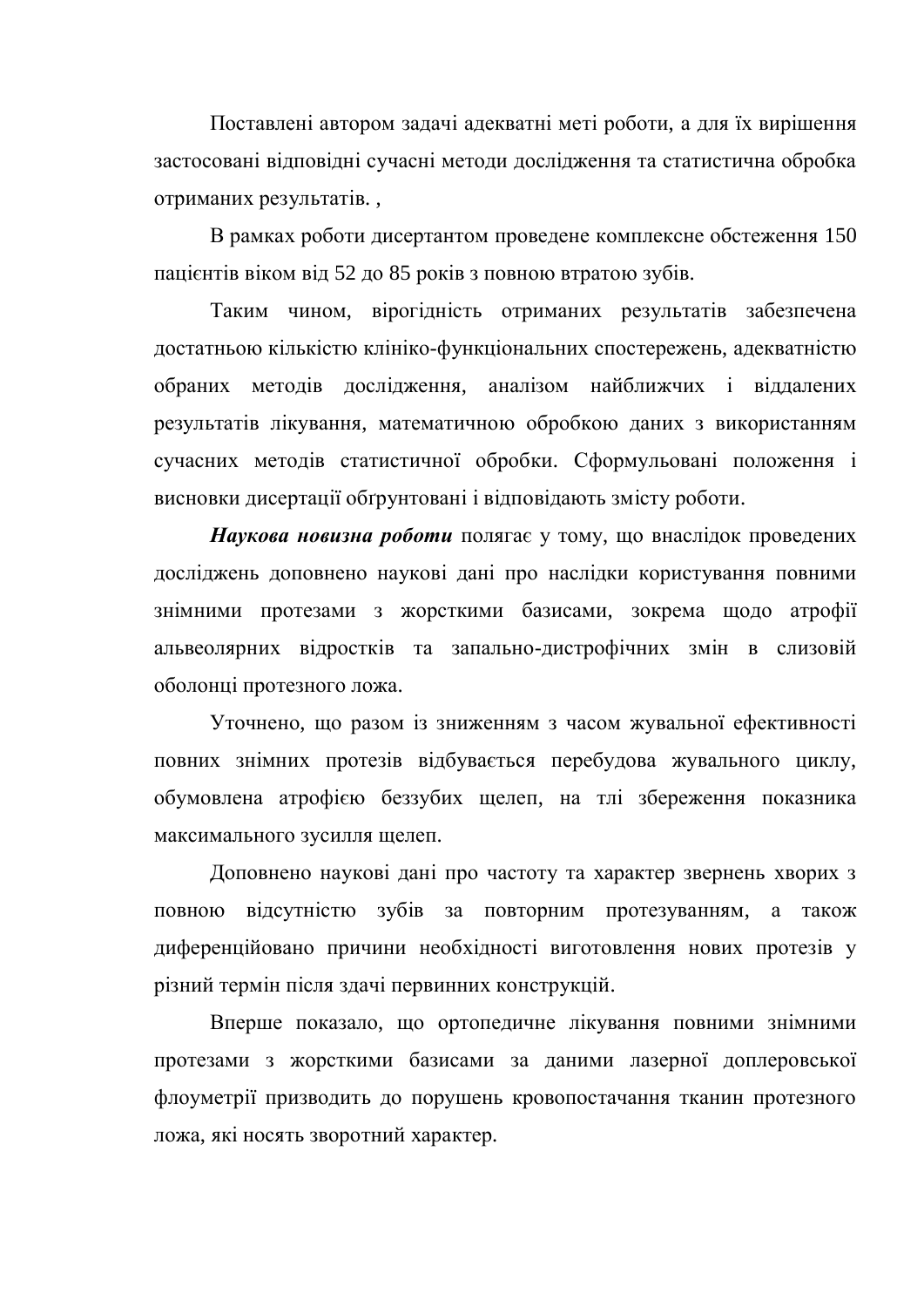Поставлені автором задачі адекватні меті роботи, а для їх вирішення застосовані відповідні сучасні методи дослідження та статистична обробка отриманих результатів. ,

В рамках роботи дисертантом проведене комплексне обстеження 150 пацієнтів віком від 52 до 85 років з повною втратою зубів.

Таким чином, вірогідність отриманих результатів забезпечена достатньою кількістю клініко-функціональних спостережень, адекватністю обраних методів дослідження, аналізом найближчих і віддалених результатів лікування, математичною обробкою даних з використанням сучасних методів статистичної обробки. Сформульовані положення і висновки дисертації обґрунтовані і відповідають змісту роботи.

***Наукова новизна роботи*** полягає у тому, що внаслідок проведених досліджень доповнено наукові дані про наслідки користування повними знімними протезами з жорсткими базисами, зокрема щодо атрофії альвеолярних відростків та запально-дистрофічних змін в слизовій оболонці протезного ложа.

Уточнено, що разом із зниженням з часом жувальної ефективності повних знімних протезів відбувається перебудова жувального циклу, обумовлена атрофією беззубих щелеп, на тлі збереження показника максимального зусилля щелеп.

Доповнено наукові дані про частоту та характер звернень хворих з повною відсутністю зубів за повторним протезуванням, а також диференційовано причини необхідності виготовлення нових протезів у різний термін після здачі первинних конструкцій.

Вперше показало, що ортопедичне лікування повними знімними протезами з жорсткими базисами за даними лазерної доплеровської флоуметрії призводить до порушень кровопостачання тканин протезного ложа, які носять зворотний характер.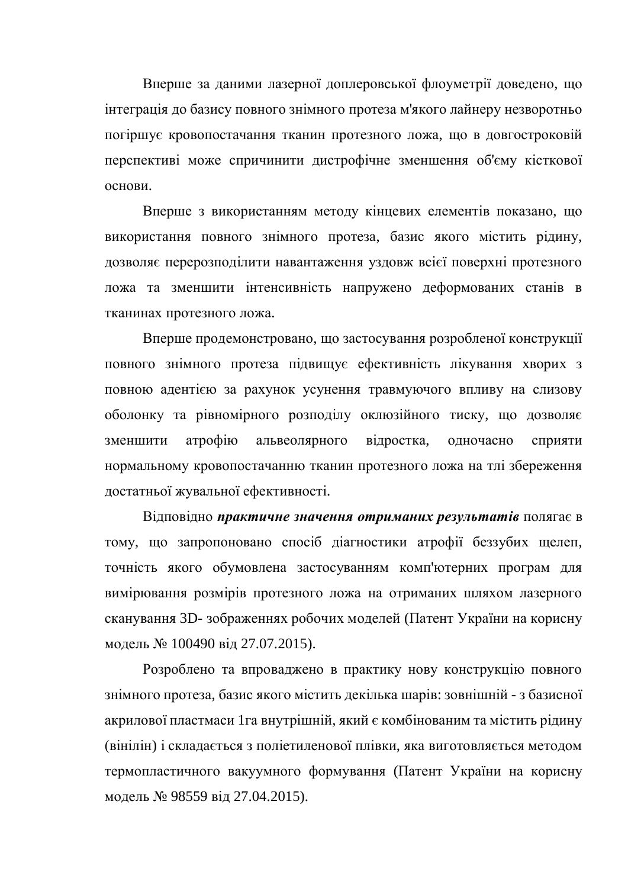Вперше за даними лазерної доплеровської флоуметрії доведено, що інтеграція до базису повного знімного протеза м'якого лайнеру незворотньо погіршує кровопостачання тканин протезного ложа, що в довгостроковій перспективі може спричинити дистрофічне зменшення об'єму кісткової основи.

Вперше з використанням методу кінцевих елементів показано, що використання повного знімного протеза, базис якого містить рідину, дозволяє перерозподілити навантаження уздовж всієї поверхні протезного ложа та зменшити інтенсивність напружено деформованих станів в тканинах протезного ложа.

Вперше продемонстровано, що застосування розробленої конструкції повного знімного протеза підвищує ефективність лікування хворих з повною адентією за рахунок усунення травмуючого впливу на слизову оболонку та рівномірного розподілу оклюзійного тиску, що дозволяє зменшити атрофію альвеолярного відростка, одночасно сприяти нормальному кровопостачанню тканин протезного ложа на тлі збереження достатньої жувальної ефективності.

Відповідно ***практичне значення отриманих результатів*** полягає в тому, що запропоновано спосіб діагностики атрофії беззубих щелеп, точність якого обумовлена застосуванням комп'ютерних програм для вимірювання розмірів протезного ложа на отриманих шляхом лазерного сканування 3D- зображеннях робочих моделей (Патент України на корисну модель № 100490 від 27.07.2015).

Розроблено та впроваджено в практику нову конструкцію повного знімного протеза, базис якого містить декілька шарів: зовнішній - з базисної акрилової пластмаси 1га внутрішній, який є комбінованим та містить рідину (вінілін) і складається з поліетиленової плівки, яка виготовляється методом термопластичного вакуумного формування (Патент України на корисну модель № 98559 від 27.04.2015).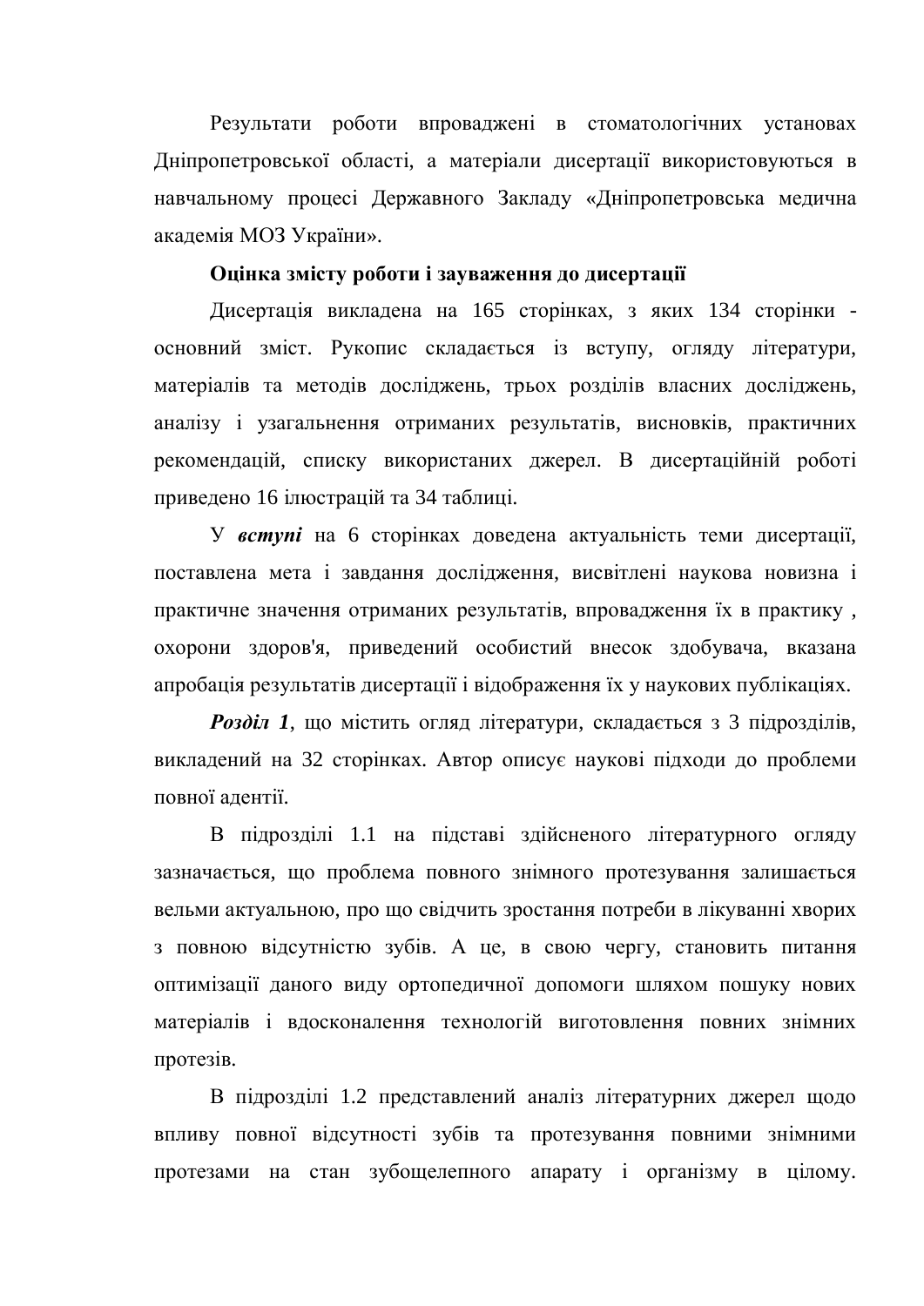Результати роботи впроваджені в стоматологічних установах Дніпропетровської області, а матеріали дисертації використовуються в навчальному процесі Державного Закладу «Дніпропетровська медична академія МОЗ України».

**Оцінка змісту роботи і зауваження до дисертації**

Дисертація викладена на 165 сторінках, з яких 134 сторінки - основний зміст. Рукопис складається із вступу, огляду літератури, матеріалів та методів досліджень, трьох розділів власних досліджень, аналізу і узагальнення отриманих результатів, висновків, практичних рекомендацій, списку використаних джерел. В дисертаційній роботі приведено 16 ілюстрацій та 34 таблиці.

У ***вступі*** на 6 сторінках доведена актуальність теми дисертації, поставлена мета і завдання дослідження, висвітлені наукова новизна і практичне значення отриманих результатів, впровадження їх в практику , охорони здоров'я, приведений особистий внесок здобувача, вказана апробація результатів дисертації і відображення їх у наукових публікаціях.

***Розділ 1***, що містить огляд літератури, складається з 3 підрозділів, викладений на 32 сторінках. Автор описує наукові підходи до проблеми повної адентії.

В підрозділі 1.1 на підставі здійсненого літературного огляду зазначається, що проблема повного знімного протезування залишається вельми актуальною, про що свідчить зростання потреби в лікуванні хворих з повною відсутністю зубів. А це, в свою чергу, становить питання оптимізації даного виду ортопедичної допомоги шляхом пошуку нових матеріалів і вдосконалення технологій виготовлення повних знімних протезів.

В підрозділі 1.2 представлений аналіз літературних джерел щодо впливу повної відсутності зубів та протезування повними знімними протезами на стан зубощелепного апарату і організму в цілому.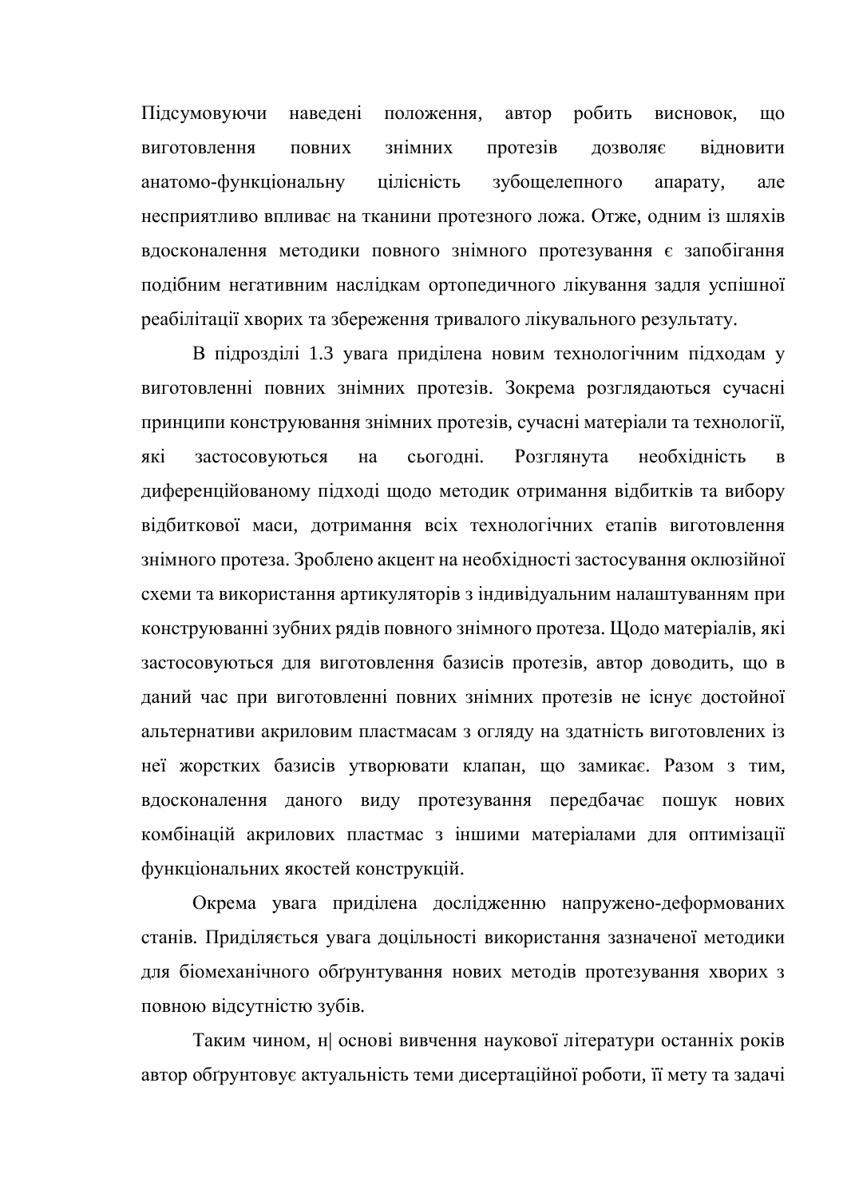Підсумовуючи наведені положення, автор робить висновок, що виготовлення повних знімних протезів дозволяє відновити анатомо-функціональну цілісність зубощелепного апарату, але несприятливо впливає на тканини протезного ложа. Отже, одним із шляхів вдосконалення методики повного знімного протезування є запобігання подібним негативним наслідкам ортопедичного лікування задля успішної реабілітації хворих та збереження тривалого лікувального результату.

В підрозділі 1.3 увага приділена новим технологічним підходам у виготовленні повних знімних протезів. Зокрема розглядаються сучасні принципи конструювання знімних протезів, сучасні матеріали та технології, які застосовуються на сьогодні. Розглянута необхідність в диференційованому підході щодо методик отримання відбитків та вибору відбиткової маси, дотримання всіх технологічних етапів виготовлення знімного протеза. Зроблено акцент на необхідності застосування оклюзійної схеми та використання артикуляторів з індивідуальним налаштуванням при конструюванні зубних рядів повного знімного протеза. Щодо матеріалів, які застосовуються для виготовлення базисів протезів, автор доводить, що в даний час при виготовленні повних знімних протезів не існує достойної альтернативи акриловим пластмасам з огляду на здатність виготовлених із неї жорстких базисів утворювати клапан, що замикає. Разом з тим, вдосконалення даного виду протезування передбачає пошук нових комбінацій акрилових пластмас з іншими матеріалами для оптимізації функціональних якостей конструкцій.

Окрема увага приділена дослідженню напружено-деформованих станів. Приділяється увага доцільності використання зазначеної методики для біомеханічного обґрунтування нових методів протезування хворих з повною відсутністю зубів.

Таким чином, н| основі вивчення наукової літератури останніх років автор обґрунтовує актуальність теми дисертаційної роботи, її мету та задачі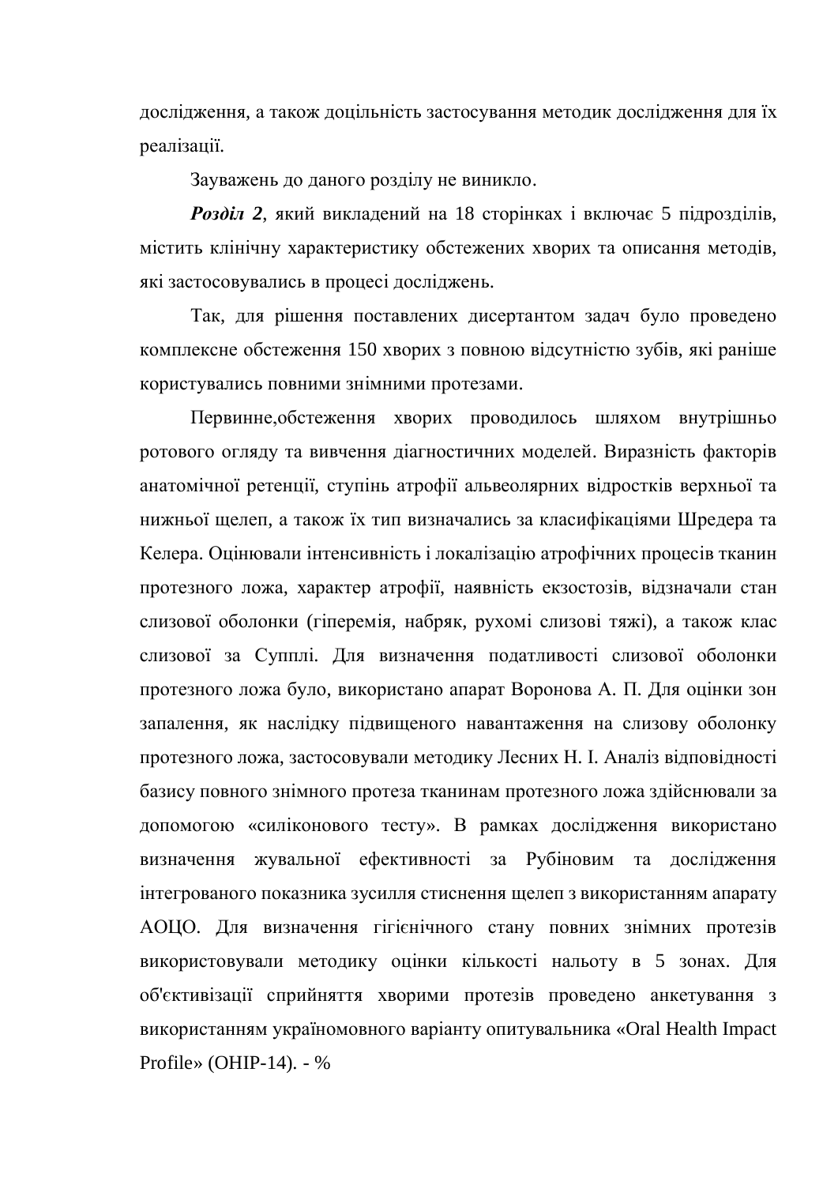дослідження, а також доцільність застосування методик дослідження для їх реалізації.

Зауважень до даного розділу не виникло.

***Розділ 2***, який викладений на 18 сторінках і включає 5 підрозділів, містить клінічну характеристику обстежених хворих та описання методів, які застосовувались в процесі досліджень.

Так, для рішення поставлених дисертантом задач було проведено комплексне обстеження 150 хворих з повною відсутністю зубів, які раніше користувались повними знімними протезами.

Первинне,обстеження хворих проводилось шляхом внутрішньо ротового огляду та вивчення діагностичних моделей. Виразність факторів анатомічної ретенції, ступінь атрофії альвеолярних відростків верхньої та нижньої щелеп, а також їх тип визначались за класифікаціями Шредера та Келера. Оцінювали інтенсивність і локалізацію атрофічних процесів тканин протезного ложа, характер атрофії, наявність екзостозів, відзначали стан слизової оболонки (гіперемія, набряк, рухомі слизові тяжі), а також клас слизової за Супплі. Для визначення податливості слизової оболонки протезного ложа було, використано апарат Воронова А. П. Для оцінки зон запалення, як наслідку підвищеного навантаження на слизову оболонку протезного ложа, застосовували методику Лесних Н. І. Аналіз відповідності базису повного знімного протеза тканинам протезного ложа здійснювали за допомогою «силіконового тесту». В рамках дослідження використано визначення жувальної ефективності за Рубіновим та дослідження інтегрованого показника зусилля стиснення щелеп з використанням апарату АОЦО. Для визначення гігієнічного стану повних знімних протезів використовували методику оцінки кількості нальоту в 5 зонах. Для об'єктивізації сприйняття хворими протезів проведено анкетування з використанням україномовного варіанту опитувальника «Oral Health Impact Profile» (OHIP-14). - %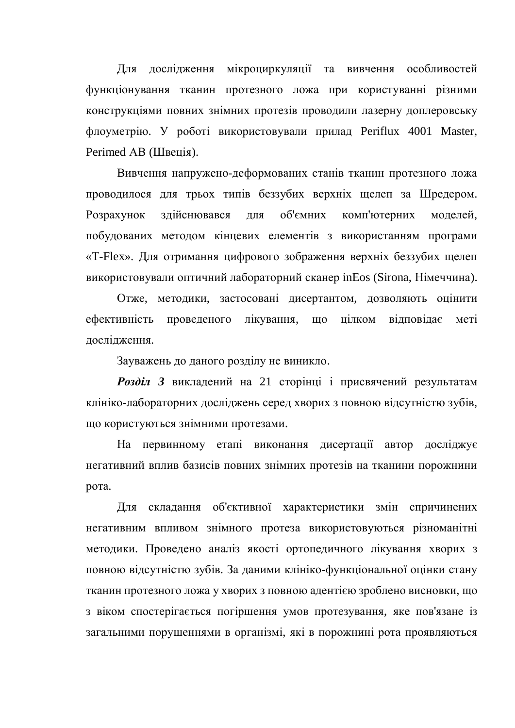Для дослідження мікроциркуляції та вивчення особливостей функціонування тканин протезного ложа при користуванні різними конструкціями повних знімних протезів проводили лазерну доплеровську флоуметрію. У роботі використовували прилад Periflux 4001 Master, Perimed AB (Швеція).

Вивчення напружено-деформованих станів тканин протезного ложа проводилося для трьох типів беззубих верхніх щелеп за Шредером. Розрахунок здійснювався для об'ємних комп'ютерних моделей, побудованих методом кінцевих елементів з використанням програми «T-Flex». Для отримання цифрового зображення верхніх беззубих щелеп використовували оптичний лабораторний сканер inEos (Sirona, Німеччина).

Отже, методики, застосовані дисертантом, дозволяють оцінити ефективність проведеного лікування, що цілком відповідає меті дослідження.

Зауважень до даного розділу не виникло.

***Розділ 3*** викладений на 21 сторінці і присвячений результатам клініко-лабораторних досліджень серед хворих з повною відсутністю зубів, що користуються знімними протезами.

На первинному етапі виконання дисертації автор досліджує негативний вплив базисів повних знімних протезів на тканини порожнини рота.

Для складання об'єктивної характеристики змін спричинених негативним впливом знімного протеза використовуються різноманітні методики. Проведено аналіз якості ортопедичного лікування хворих з повною відсутністю зубів. За даними клініко-функціональної оцінки стану тканин протезного ложа у хворих з повною адентією зроблено висновки, що з віком спостерігається погіршення умов протезування, яке пов'язане із загальними порушеннями в організмі, які в порожнині рота проявляються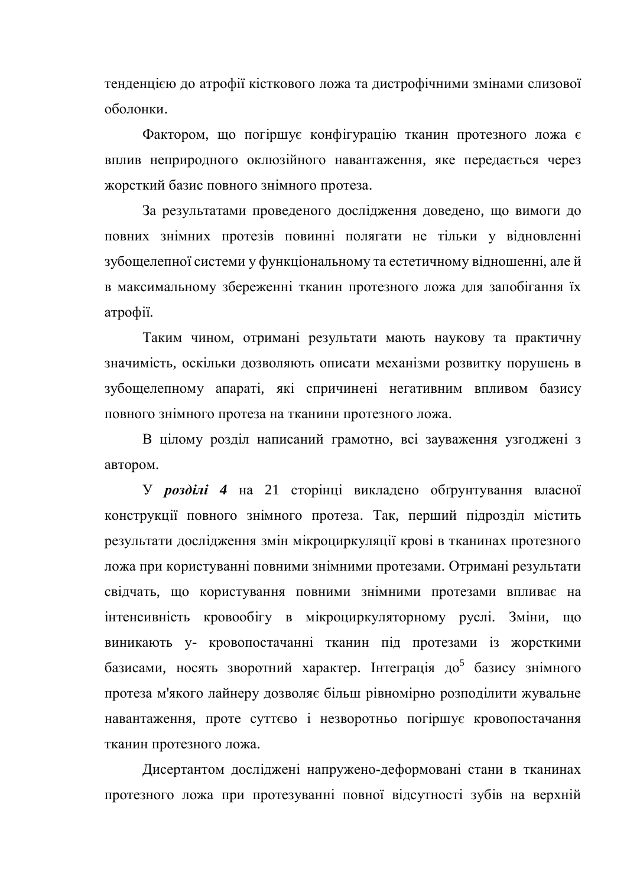тенденцією до атрофії кісткового ложа та дистрофічними змінами слизової оболонки.

Фактором, що погіршує конфігурацію тканин протезного ложа є вплив неприродного оклюзійного навантаження, яке передається через жорсткий базис повного знімного протеза.

За результатами проведеного дослідження доведено, що вимоги до повних знімних протезів повинні полягати не тільки у відновленні зубощелепної системи у функціональному та естетичному відношенні, але й в максимальному збереженні тканин протезного ложа для запобігання їх атрофії.

Таким чином, отримані результати мають наукову та практичну значимість, оскільки дозволяють описати механізми розвитку порушень в зубощелепному апараті, які спричинені негативним впливом базису повного знімного протеза на тканини протезного ложа.

В цілому розділ написаний грамотно, всі зауваження узгоджені з автором.

У ***розділі 4*** на 21 сторінці викладено обґрунтування власної конструкції повного знімного протеза. Так, перший підрозділ містить результати дослідження змін мікроциркуляції крові в тканинах протезного ложа при користуванні повними знімними протезами. Отримані результати свідчать, що користування повними знімними протезами впливає на інтенсивність кровообігу в мікроциркуляторному руслі. Зміни, що виникають у- кровопостачанні тканин під протезами із жорсткими базисами, носять зворотний характер. Інтеграція до[5] базису знімного протеза м'якого лайнеру дозволяє більш рівномірно розподілити жувальне навантаження, проте суттєво і незворотньо погіршує кровопостачання тканин протезного ложа.

Дисертантом досліджені напружено-деформовані стани в тканинах протезного ложа при протезуванні повної відсутності зубів на верхній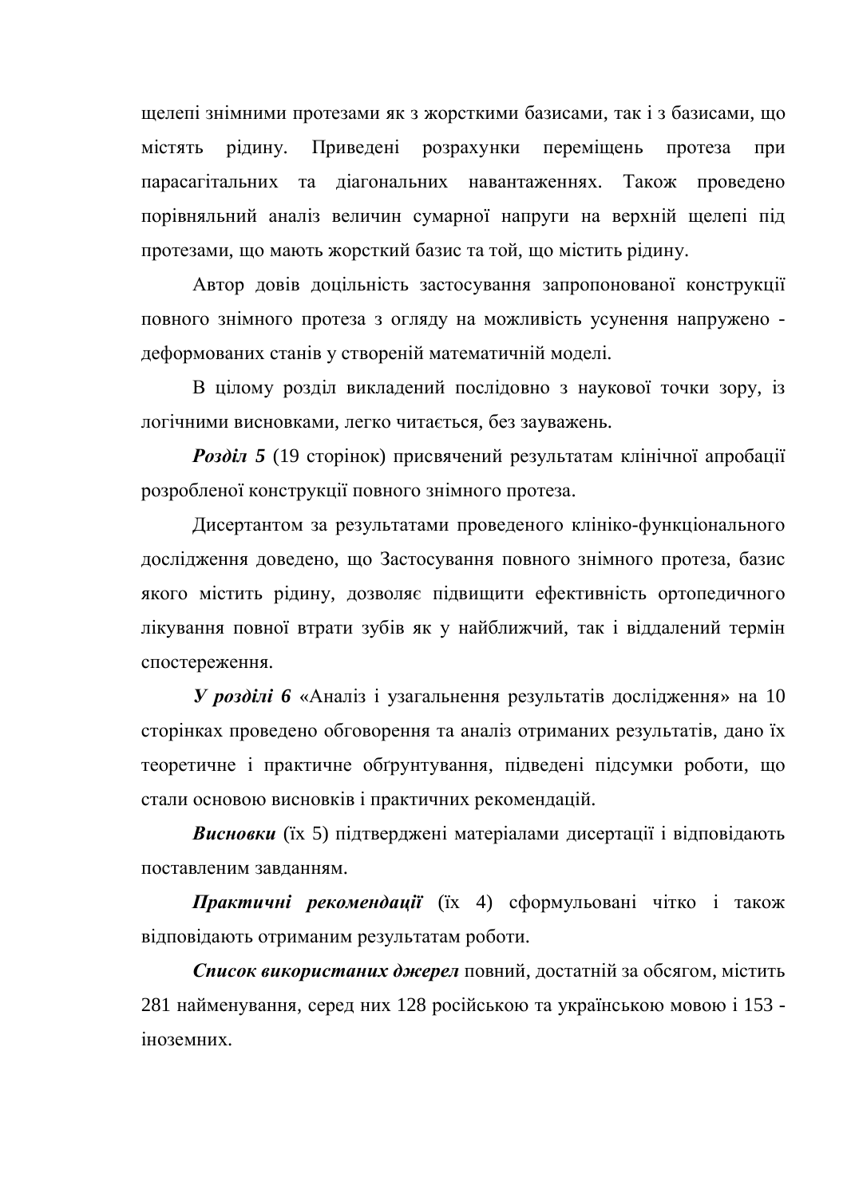щелепі знімними протезами як з жорсткими базисами, так і з базисами, що містять рідину. Приведені розрахунки переміщень протеза при парасагітальних та діагональних навантаженнях. Також проведено порівняльний аналіз величин сумарної напруги на верхній щелепі під протезами, що мають жорсткий базис та той, що містить рідину.

Автор довів доцільність застосування запропонованої конструкції повного знімного протеза з огляду на можливість усунення напружено - деформованих станів у створеній математичній моделі.

В цілому розділ викладений послідовно з наукової точки зору, із логічними висновками, легко читається, без зауважень.

***Розділ 5*** (19 сторінок) присвячений результатам клінічної апробації розробленої конструкції повного знімного протеза.

Дисертантом за результатами проведеного клініко-функціонального дослідження доведено, що Застосування повного знімного протеза, базис якого містить рідину, дозволяє підвищити ефективність ортопедичного лікування повної втрати зубів як у найближчий, так і віддалений термін спостереження.

***У розділі 6*** «Аналіз і узагальнення результатів дослідження» на 10 сторінках проведено обговорення та аналіз отриманих результатів, дано їх теоретичне і практичне обґрунтування, підведені підсумки роботи, що стали основою висновків і практичних рекомендацій.

***Висновки*** (їх 5) підтверджені матеріалами дисертації і відповідають поставленим завданням.

***Практичні рекомендації*** (їх 4) сформульовані чітко і також відповідають отриманим результатам роботи.

***Список використаних джерел*** повний, достатній за обсягом, містить 281 найменування, серед них 128 російською та українською мовою і 153 - іноземних.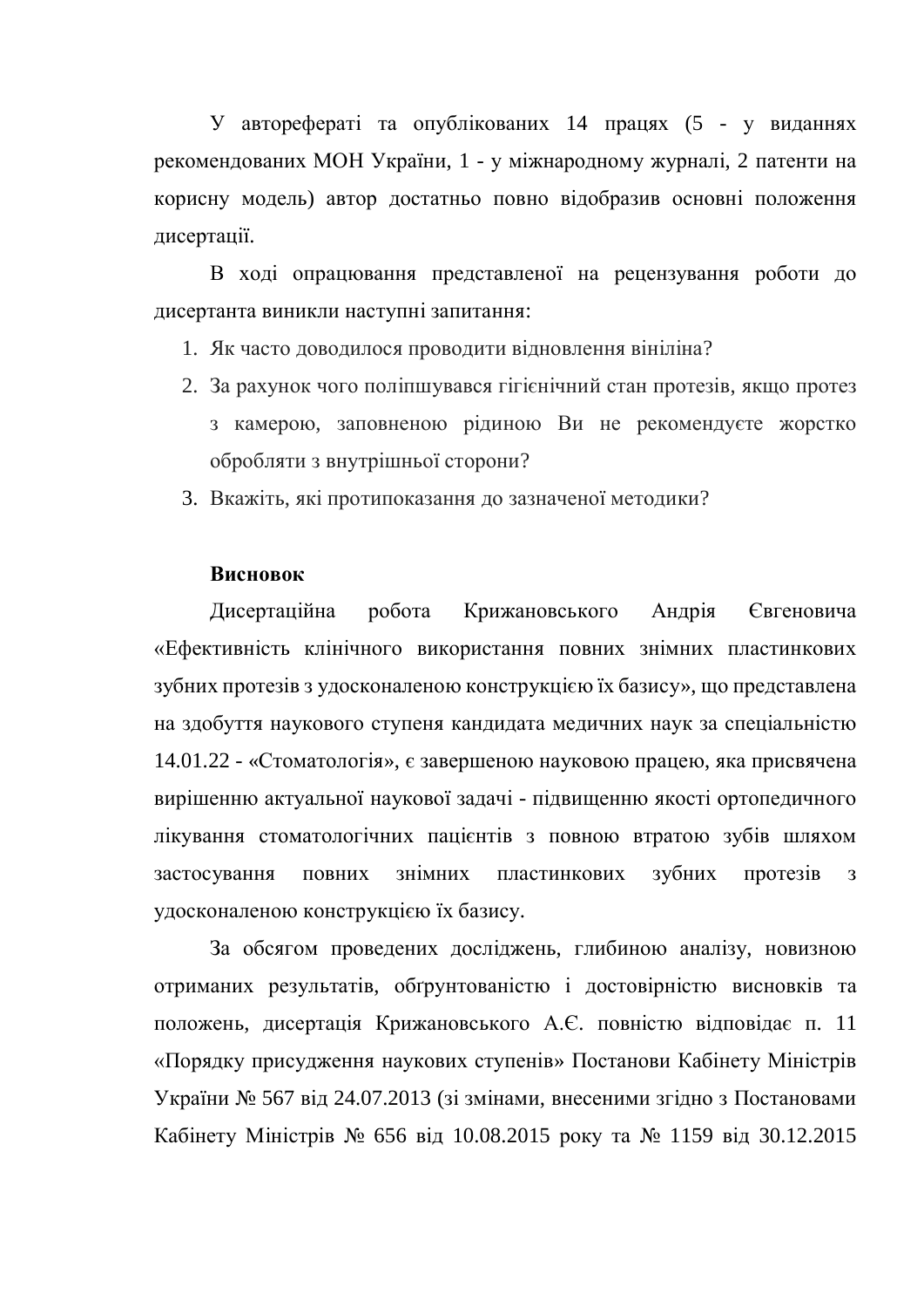У авторефераті та опублікованих 14 працях (5 - у виданнях рекомендованих МОН України, 1 - у міжнародному журналі, 2 патенти на корисну модель) автор достатньо повно відобразив основні положення дисертації.

В ході опрацювання представленої на рецензування роботи до дисертанта виникли наступні запитання:

1. Як часто доводилося проводити відновлення вініліна?
2. За рахунок чого поліпшувався гігієнічний стан протезів, якщо протез з камерою, заповненою рідиною Ви не рекомендуєте жорстко обробляти з внутрішньої сторони?
3. Вкажіть, які протипоказання до зазначеної методики?

**Висновок**

Дисертаційна робота Крижановського Андрія Євгеновича «Ефективність клінічного використання повних знімних пластинкових зубних протезів з удосконаленою конструкцією їх базису», що представлена на здобуття наукового ступеня кандидата медичних наук за спеціальністю 14.01.22 - «Стоматологія», є завершеною науковою працею, яка присвячена вирішенню актуальної наукової задачі - підвищенню якості ортопедичного лікування стоматологічних пацієнтів з повною втратою зубів шляхом застосування повних знімних пластинкових зубних протезів з удосконаленою конструкцією їх базису.

За обсягом проведених досліджень, глибиною аналізу, новизною отриманих результатів, обґрунтованістю і достовірністю висновків та положень, дисертація Крижановського А.Є. повністю відповідає п. 11 «Порядку присудження наукових ступенів» Постанови Кабінету Міністрів України № 567 від 24.07.2013 (зі змінами, внесеними згідно з Постановами Кабінету Міністрів № 656 від 10.08.2015 року та № 1159 від 30.12.2015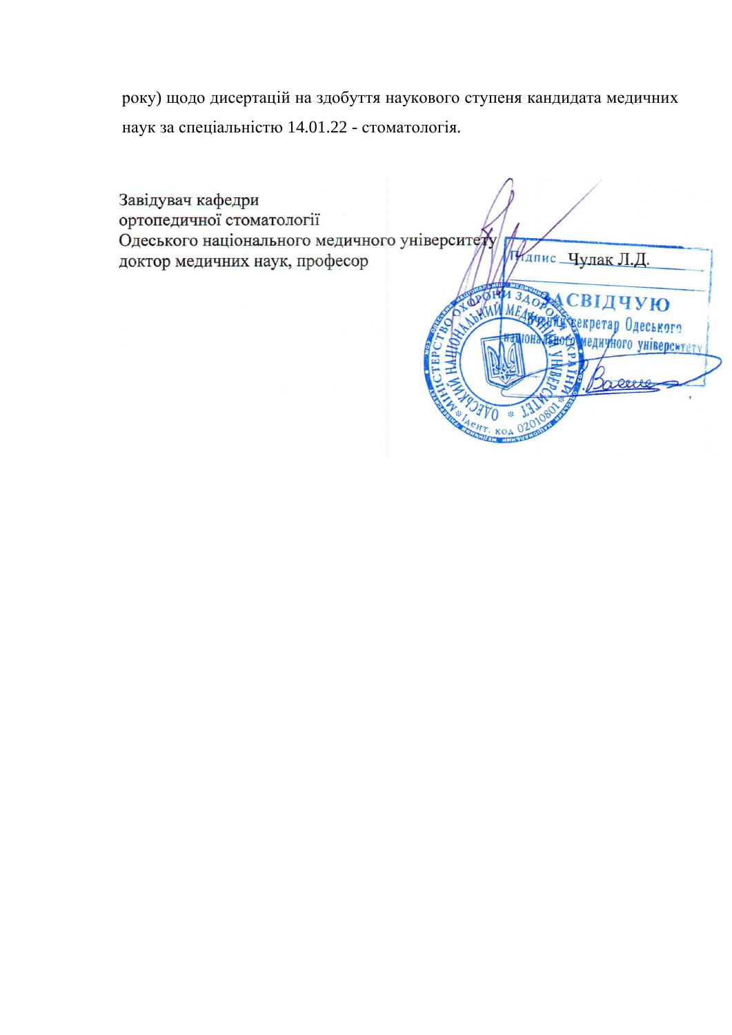року) щодо дисертацій на здобуття наукового ступеня кандидата медичних наук за спеціальністю 14.01.22 - стоматологія.

Завідувач кафедри
ортопедичної стоматології
Одеського національного медичного університету
доктор медичних наук, професор

Підпис Чулак Л.Д.

ЗАСВІДЧУЮ
Вчений секретар Одеського національного медичного університету